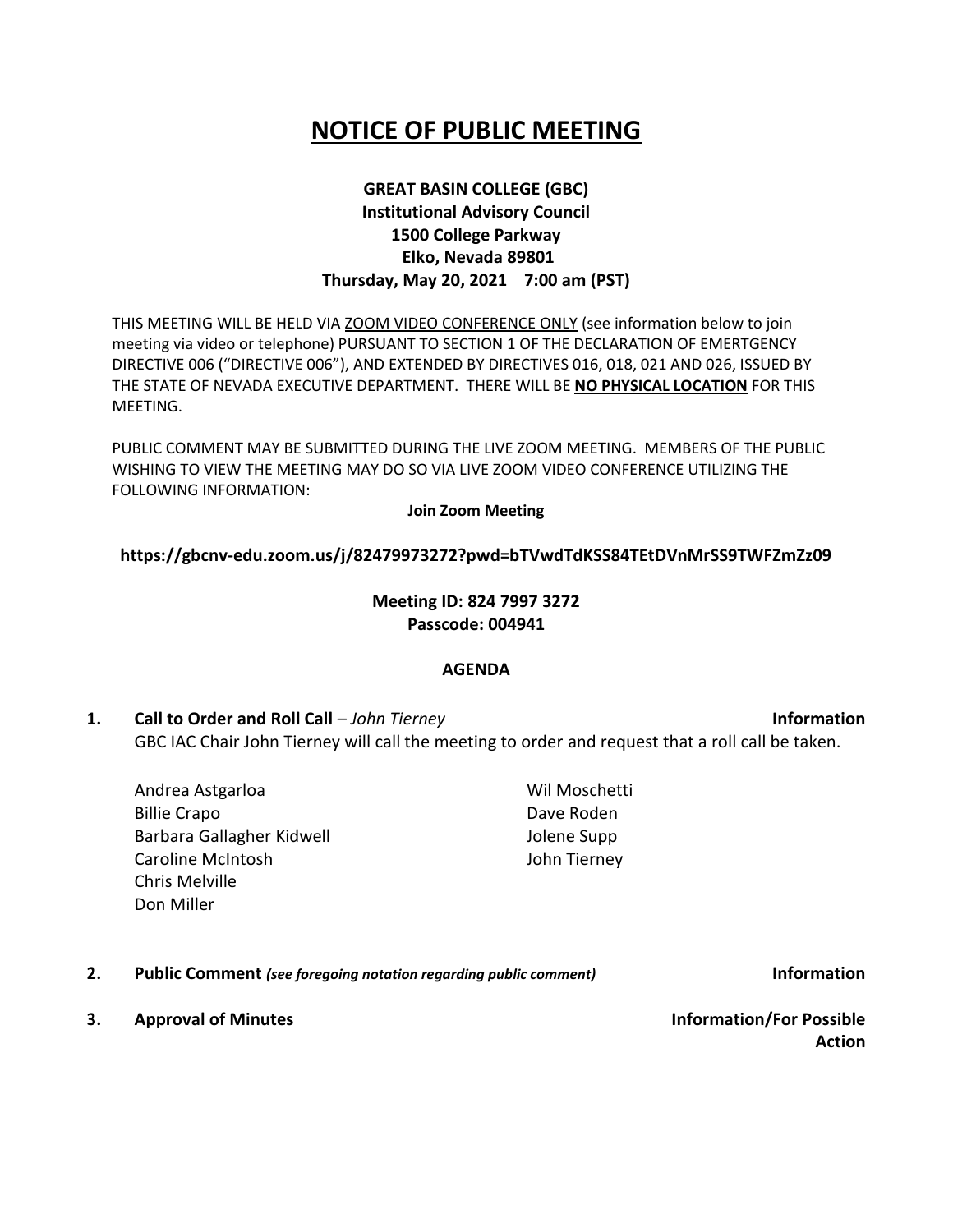# NOTICE OF PUBLIC MEETING

**GREAT BASIN COLLEGE (GBC)**
**Institutional Advisory Council**
**1500 College Parkway**
**Elko, Nevada 89801**
**Thursday, May 20, 2021 7:00 am (PST)**

THIS MEETING WILL BE HELD VIA ZOOM VIDEO CONFERENCE ONLY (see information below to join meeting via video or telephone) PURSUANT TO SECTION 1 OF THE DECLARATION OF EMERTGENCY DIRECTIVE 006 ("DIRECTIVE 006"), AND EXTENDED BY DIRECTIVES 016, 018, 021 AND 026, ISSUED BY THE STATE OF NEVADA EXECUTIVE DEPARTMENT. THERE WILL BE **NO PHYSICAL LOCATION** FOR THIS MEETING.

PUBLIC COMMENT MAY BE SUBMITTED DURING THE LIVE ZOOM MEETING. MEMBERS OF THE PUBLIC WISHING TO VIEW THE MEETING MAY DO SO VIA LIVE ZOOM VIDEO CONFERENCE UTILIZING THE FOLLOWING INFORMATION:

**Join Zoom Meeting**

**https://gbcnv-edu.zoom.us/j/82479973272?pwd=bTVwdTdKSS84TEtDVnMrSS9TWFZmZz09**

**Meeting ID: 824 7997 3272**
**Passcode: 004941**

## AGENDA

**1. Call to Order and Roll Call** – *John Tierney* **Information**

GBC IAC Chair John Tierney will call the meeting to order and request that a roll call be taken.

- Andrea Astgarloa
- Billie Crapo
- Barbara Gallagher Kidwell
- Caroline McIntosh
- Chris Melville
- Don Miller
- Wil Moschetti
- Dave Roden
- Jolene Supp
- John Tierney

**2. Public Comment** *(see foregoing notation regarding public comment)* **Information**

**3. Approval of Minutes** **Information/For Possible Action**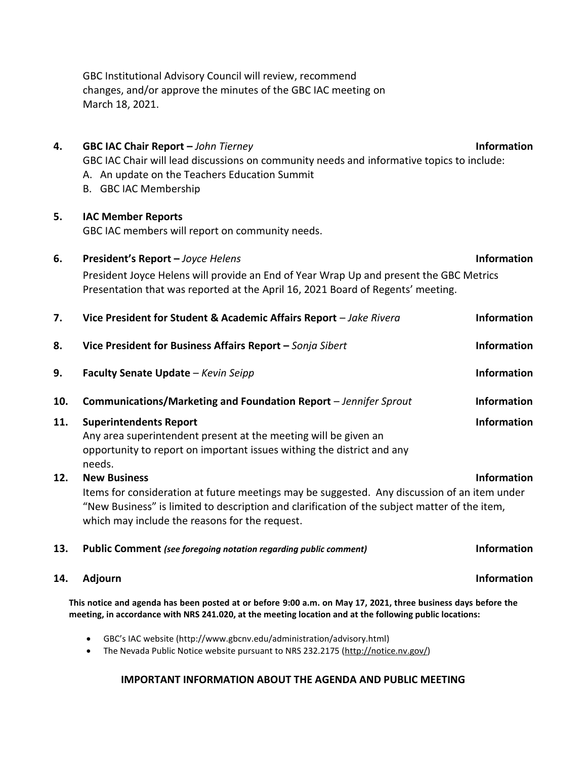GBC Institutional Advisory Council will review, recommend changes, and/or approve the minutes of the GBC IAC meeting on March 18, 2021.

**4. GBC IAC Chair Report –** ***John Tierney*** **Information**

GBC IAC Chair will lead discussions on community needs and informative topics to include:

A. An update on the Teachers Education Summit
B. GBC IAC Membership

**5. IAC Member Reports**

GBC IAC members will report on community needs.

**6. President's Report –** ***Joyce Helens*** **Information**

President Joyce Helens will provide an End of Year Wrap Up and present the GBC Metrics Presentation that was reported at the April 16, 2021 Board of Regents' meeting.

**7. Vice President for Student & Academic Affairs Report** – *Jake Rivera* **Information**

**8. Vice President for Business Affairs Report –** *Sonja Sibert* **Information**

**9. Faculty Senate Update** – *Kevin Seipp* **Information**

**10. Communications/Marketing and Foundation Report** – *Jennifer Sprout* **Information**

**11. Superintendents Report** **Information**

Any area superintendent present at the meeting will be given an opportunity to report on important issues withing the district and any needs.

**12. New Business** **Information**

Items for consideration at future meetings may be suggested. Any discussion of an item under "New Business" is limited to description and clarification of the subject matter of the item, which may include the reasons for the request.

**13. Public Comment** ***(see foregoing notation regarding public comment)*** **Information**

**14. Adjourn** **Information**

**This notice and agenda has been posted at or before 9:00 a.m. on May 17, 2021, three business days before the meeting, in accordance with NRS 241.020, at the meeting location and at the following public locations:**

- GBC's IAC website (http://www.gbcnv.edu/administration/advisory.html)
- The Nevada Public Notice website pursuant to NRS 232.2175 (http://notice.nv.gov/)

**IMPORTANT INFORMATION ABOUT THE AGENDA AND PUBLIC MEETING**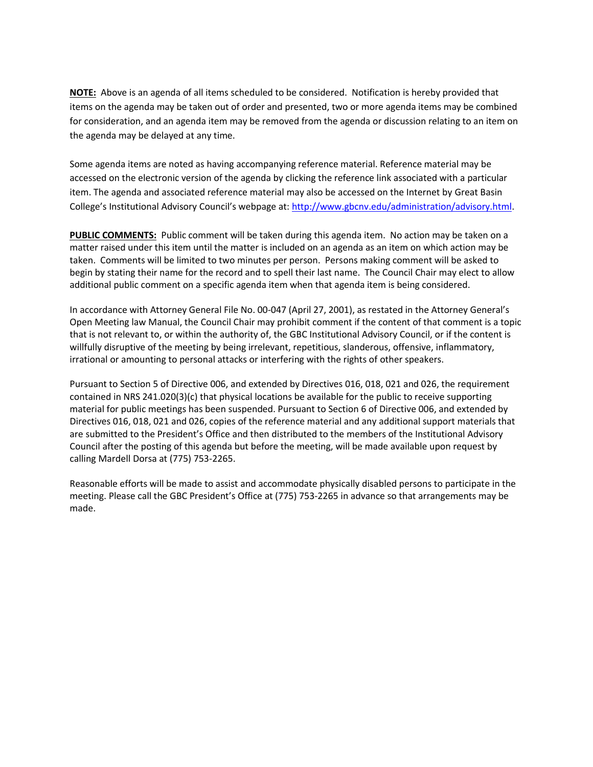**NOTE:** Above is an agenda of all items scheduled to be considered. Notification is hereby provided that items on the agenda may be taken out of order and presented, two or more agenda items may be combined for consideration, and an agenda item may be removed from the agenda or discussion relating to an item on the agenda may be delayed at any time.

Some agenda items are noted as having accompanying reference material. Reference material may be accessed on the electronic version of the agenda by clicking the reference link associated with a particular item. The agenda and associated reference material may also be accessed on the Internet by Great Basin College's Institutional Advisory Council's webpage at: [http://www.gbcnv.edu/administration/advisory.html](http://www.gbcnv.edu/administration/advisory.html).

**PUBLIC COMMENTS:** Public comment will be taken during this agenda item. No action may be taken on a matter raised under this item until the matter is included on an agenda as an item on which action may be taken. Comments will be limited to two minutes per person. Persons making comment will be asked to begin by stating their name for the record and to spell their last name. The Council Chair may elect to allow additional public comment on a specific agenda item when that agenda item is being considered.

In accordance with Attorney General File No. 00-047 (April 27, 2001), as restated in the Attorney General's Open Meeting law Manual, the Council Chair may prohibit comment if the content of that comment is a topic that is not relevant to, or within the authority of, the GBC Institutional Advisory Council, or if the content is willfully disruptive of the meeting by being irrelevant, repetitious, slanderous, offensive, inflammatory, irrational or amounting to personal attacks or interfering with the rights of other speakers.

Pursuant to Section 5 of Directive 006, and extended by Directives 016, 018, 021 and 026, the requirement contained in NRS 241.020(3)(c) that physical locations be available for the public to receive supporting material for public meetings has been suspended. Pursuant to Section 6 of Directive 006, and extended by Directives 016, 018, 021 and 026, copies of the reference material and any additional support materials that are submitted to the President's Office and then distributed to the members of the Institutional Advisory Council after the posting of this agenda but before the meeting, will be made available upon request by calling Mardell Dorsa at (775) 753-2265.

Reasonable efforts will be made to assist and accommodate physically disabled persons to participate in the meeting. Please call the GBC President's Office at (775) 753-2265 in advance so that arrangements may be made.